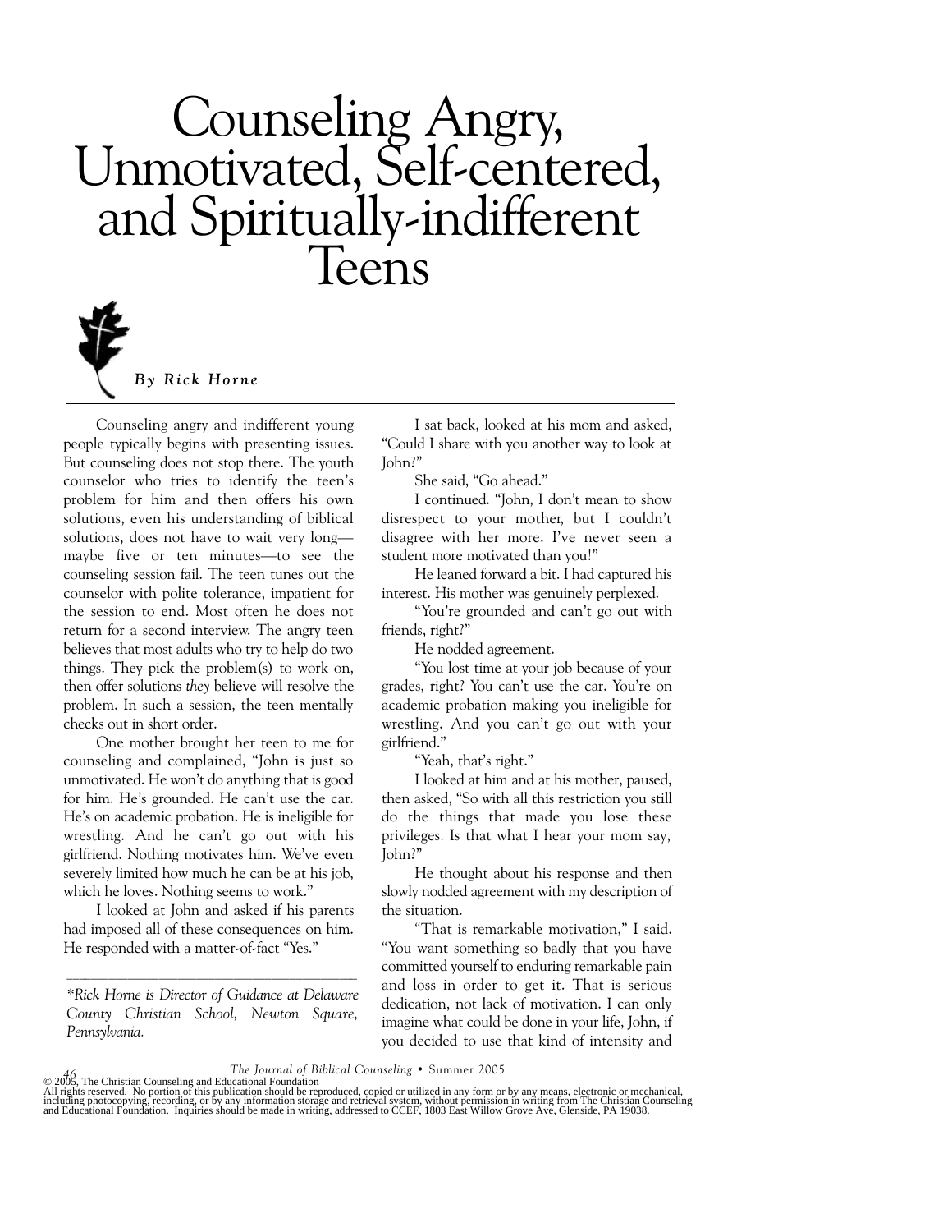# Counseling Angry, Unmotivated, Self-centered, and Spiritually-indifferent Teens

***By Rick Horne***

Counseling angry and indifferent young people typically begins with presenting issues. But counseling does not stop there. The youth counselor who tries to identify the teen's problem for him and then offers his own solutions, even his understanding of biblical solutions, does not have to wait very long—maybe five or ten minutes—to see the counseling session fail. The teen tunes out the counselor with polite tolerance, impatient for the session to end. Most often he does not return for a second interview. The angry teen believes that most adults who try to help do two things. They pick the problem(s) to work on, then offer solutions *they* believe will resolve the problem. In such a session, the teen mentally checks out in short order.

One mother brought her teen to me for counseling and complained, "John is just so unmotivated. He won't do anything that is good for him. He's grounded. He can't use the car. He's on academic probation. He is ineligible for wrestling. And he can't go out with his girlfriend. Nothing motivates him. We've even severely limited how much he can be at his job, which he loves. Nothing seems to work."

I looked at John and asked if his parents had imposed all of these consequences on him. He responded with a matter-of-fact "Yes."

I sat back, looked at his mom and asked, "Could I share with you another way to look at John?"

She said, "Go ahead."

I continued. "John, I don't mean to show disrespect to your mother, but I couldn't disagree with her more. I've never seen a student more motivated than you!"

He leaned forward a bit. I had captured his interest. His mother was genuinely perplexed.

"You're grounded and can't go out with friends, right?"

He nodded agreement.

"You lost time at your job because of your grades, right? You can't use the car. You're on academic probation making you ineligible for wrestling. And you can't go out with your girlfriend."

"Yeah, that's right."

I looked at him and at his mother, paused, then asked, "So with all this restriction you still do the things that made you lose these privileges. Is that what I hear your mom say, John?"

He thought about his response and then slowly nodded agreement with my description of the situation.

"That is remarkable motivation," I said. "You want something so badly that you have committed yourself to enduring remarkable pain and loss in order to get it. That is serious dedication, not lack of motivation. I can only imagine what could be done in your life, John, if you decided to use that kind of intensity and

---

*\*Rick Horne is Director of Guidance at Delaware County Christian School, Newton Square, Pennsylvania.*

© 2005, The Christian Counseling and Educational Foundation
All rights reserved. No portion of this publication should be reproduced, copied or utilized in any form or by any means, electronic or mechanical, including photocopying, recording, or by any information storage and retrieval system, without permission in writing from The Christian Counseling and Educational Foundation. Inquiries should be made in writing, addressed to CCEF, 1803 East Willow Grove Ave, Glenside, PA 19038.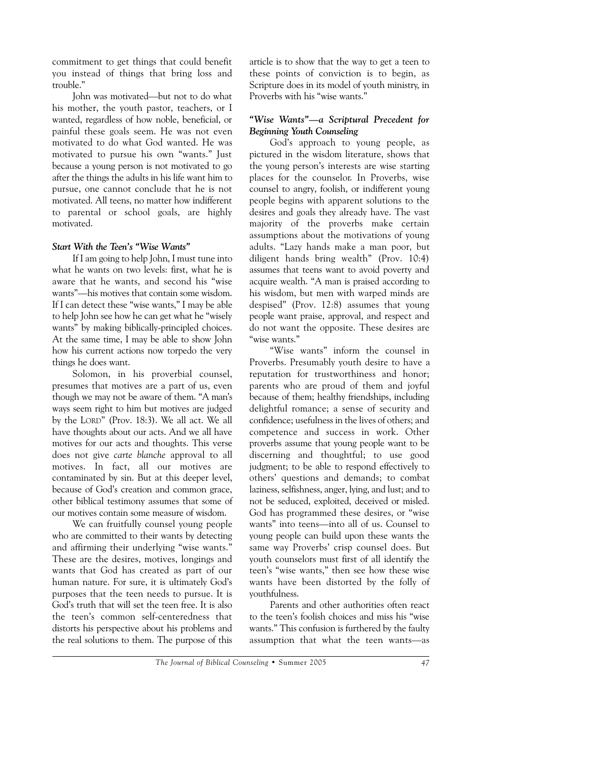commitment to get things that could benefit you instead of things that bring loss and trouble."

John was motivated—but not to do what his mother, the youth pastor, teachers, or I wanted, regardless of how noble, beneficial, or painful these goals seem. He was not even motivated to do what God wanted. He was motivated to pursue his own "wants." Just because a young person is not motivated to go after the things the adults in his life want him to pursue, one cannot conclude that he is not motivated. All teens, no matter how indifferent to parental or school goals, are highly motivated.

### *Start With the Teen's "Wise Wants"*

If I am going to help John, I must tune into what he wants on two levels: first, what he is aware that he wants, and second his "wise wants"—his motives that contain some wisdom. If I can detect these "wise wants," I may be able to help John see how he can get what he "wisely wants" by making biblically-principled choices. At the same time, I may be able to show John how his current actions now torpedo the very things he does want.

Solomon, in his proverbial counsel, presumes that motives are a part of us, even though we may not be aware of them. "A man's ways seem right to him but motives are judged by the LORD" (Prov. 18:3). We all act. We all have thoughts about our acts. And we all have motives for our acts and thoughts. This verse does not give *carte blanche* approval to all motives. In fact, all our motives are contaminated by sin. But at this deeper level, because of God's creation and common grace, other biblical testimony assumes that some of our motives contain some measure of wisdom.

We can fruitfully counsel young people who are committed to their wants by detecting and affirming their underlying "wise wants." These are the desires, motives, longings and wants that God has created as part of our human nature. For sure, it is ultimately God's purposes that the teen needs to pursue. It is God's truth that will set the teen free. It is also the teen's common self-centeredness that distorts his perspective about his problems and the real solutions to them. The purpose of this article is to show that the way to get a teen to these points of conviction is to begin, as Scripture does in its model of youth ministry, in Proverbs with his "wise wants."

### *"Wise Wants"—a Scriptural Precedent for Beginning Youth Counseling*

God's approach to young people, as pictured in the wisdom literature, shows that the young person's interests are wise starting places for the counselor. In Proverbs, wise counsel to angry, foolish, or indifferent young people begins with apparent solutions to the desires and goals they already have. The vast majority of the proverbs make certain assumptions about the motivations of young adults. "Lazy hands make a man poor, but diligent hands bring wealth" (Prov. 10:4) assumes that teens want to avoid poverty and acquire wealth. "A man is praised according to his wisdom, but men with warped minds are despised" (Prov. 12:8) assumes that young people want praise, approval, and respect and do not want the opposite. These desires are "wise wants."

"Wise wants" inform the counsel in Proverbs. Presumably youth desire to have a reputation for trustworthiness and honor; parents who are proud of them and joyful because of them; healthy friendships, including delightful romance; a sense of security and confidence; usefulness in the lives of others; and competence and success in work. Other proverbs assume that young people want to be discerning and thoughtful; to use good judgment; to be able to respond effectively to others' questions and demands; to combat laziness, selfishness, anger, lying, and lust; and to not be seduced, exploited, deceived or misled. God has programmed these desires, or "wise wants" into teens—into all of us. Counsel to young people can build upon these wants the same way Proverbs' crisp counsel does. But youth counselors must first of all identify the teen's "wise wants," then see how these wise wants have been distorted by the folly of youthfulness.

Parents and other authorities often react to the teen's foolish choices and miss his "wise wants." This confusion is furthered by the faulty assumption that what the teen wants—as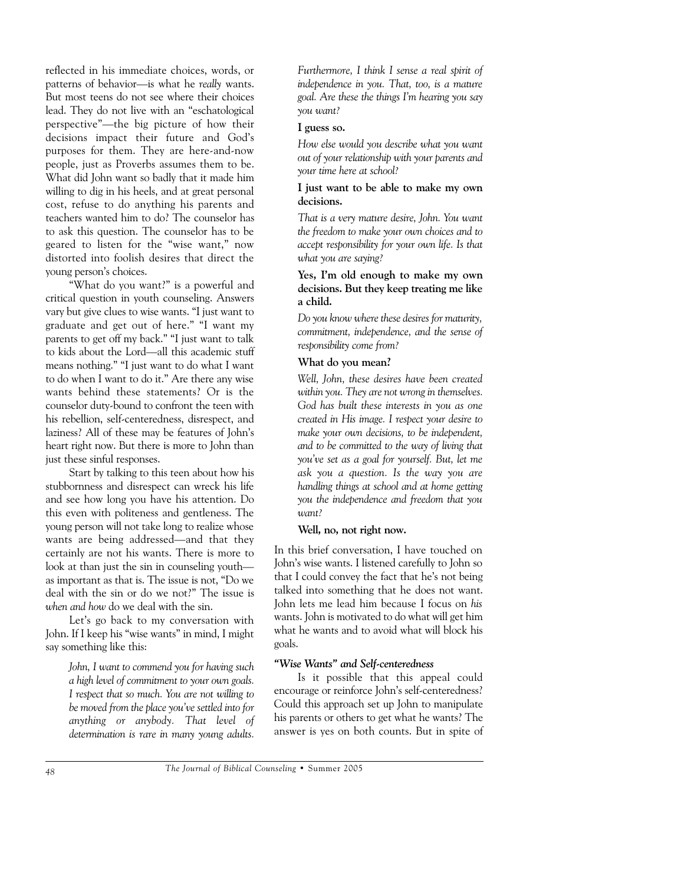reflected in his immediate choices, words, or patterns of behavior—is what he *really* wants. But most teens do not see where their choices lead. They do not live with an "eschatological perspective"—the big picture of how their decisions impact their future and God's purposes for them. They are here-and-now people, just as Proverbs assumes them to be. What did John want so badly that it made him willing to dig in his heels, and at great personal cost, refuse to do anything his parents and teachers wanted him to do? The counselor has to ask this question. The counselor has to be geared to listen for the "wise want," now distorted into foolish desires that direct the young person's choices.

"What do you want?" is a powerful and critical question in youth counseling. Answers vary but give clues to wise wants. "I just want to graduate and get out of here." "I want my parents to get off my back." "I just want to talk to kids about the Lord—all this academic stuff means nothing." "I just want to do what I want to do when I want to do it." Are there any wise wants behind these statements? Or is the counselor duty-bound to confront the teen with his rebellion, self-centeredness, disrespect, and laziness? All of these may be features of John's heart right now. But there is more to John than just these sinful responses.

Start by talking to this teen about how his stubbornness and disrespect can wreck his life and see how long you have his attention. Do this even with politeness and gentleness. The young person will not take long to realize whose wants are being addressed—and that they certainly are not his wants. There is more to look at than just the sin in counseling youth—as important as that is. The issue is not, "Do we deal with the sin or do we not?" The issue is *when and how* do we deal with the sin.

Let's go back to my conversation with John. If I keep his "wise wants" in mind, I might say something like this:

> *John, I want to commend you for having such a high level of commitment to your own goals. I respect that so much. You are not willing to be moved from the place you've settled into for anything or anybody. That level of determination is rare in many young adults. Furthermore, I think I sense a real spirit of independence in you. That, too, is a mature goal. Are these the things I'm hearing you say you want?*
>
> **I guess so.**
>
> *How else would you describe what you want out of your relationship with your parents and your time here at school?*
>
> **I just want to be able to make my own decisions.**
>
> *That is a very mature desire, John. You want the freedom to make your own choices and to accept responsibility for your own life. Is that what you are saying?*
>
> **Yes, I'm old enough to make my own decisions. But they keep treating me like a child.**
>
> *Do you know where these desires for maturity, commitment, independence, and the sense of responsibility come from?*
>
> **What do you mean?**
>
> *Well, John, these desires have been created within you. They are not wrong in themselves. God has built these interests in you as one created in His image. I respect your desire to make your own decisions, to be independent, and to be committed to the way of living that you've set as a goal for yourself. But, let me ask you a question. Is the way you are handling things at school and at home getting you the independence and freedom that you want?*
>
> **Well, no, not right now.**

In this brief conversation, I have touched on John's wise wants. I listened carefully to John so that I could convey the fact that he's not being talked into something that he does not want. John lets me lead him because I focus on *his* wants. John is motivated to do what will get him what he wants and to avoid what will block his goals.

#### *"Wise Wants" and Self-centeredness*

Is it possible that this appeal could encourage or reinforce John's self-centeredness? Could this approach set up John to manipulate his parents or others to get what he wants? The answer is yes on both counts. But in spite of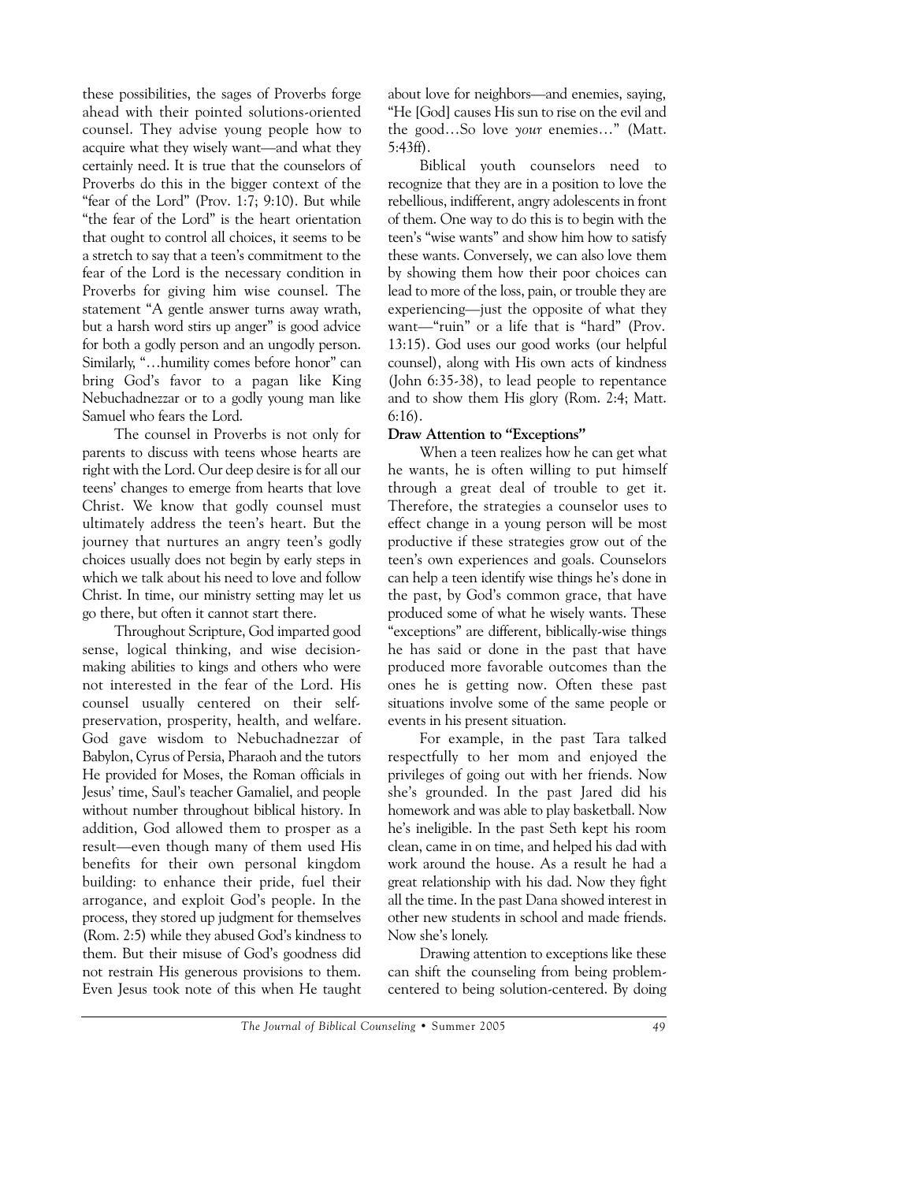these possibilities, the sages of Proverbs forge ahead with their pointed solutions-oriented counsel. They advise young people how to acquire what they wisely want—and what they certainly need. It is true that the counselors of Proverbs do this in the bigger context of the "fear of the Lord" (Prov. 1:7; 9:10). But while "the fear of the Lord" is the heart orientation that ought to control all choices, it seems to be a stretch to say that a teen's commitment to the fear of the Lord is the necessary condition in Proverbs for giving him wise counsel. The statement "A gentle answer turns away wrath, but a harsh word stirs up anger" is good advice for both a godly person and an ungodly person. Similarly, "…humility comes before honor" can bring God's favor to a pagan like King Nebuchadnezzar or to a godly young man like Samuel who fears the Lord.

The counsel in Proverbs is not only for parents to discuss with teens whose hearts are right with the Lord. Our deep desire is for all our teens' changes to emerge from hearts that love Christ. We know that godly counsel must ultimately address the teen's heart. But the journey that nurtures an angry teen's godly choices usually does not begin by early steps in which we talk about his need to love and follow Christ. In time, our ministry setting may let us go there, but often it cannot start there.

Throughout Scripture, God imparted good sense, logical thinking, and wise decision-making abilities to kings and others who were not interested in the fear of the Lord. His counsel usually centered on their self-preservation, prosperity, health, and welfare. God gave wisdom to Nebuchadnezzar of Babylon, Cyrus of Persia, Pharaoh and the tutors He provided for Moses, the Roman officials in Jesus' time, Saul's teacher Gamaliel, and people without number throughout biblical history. In addition, God allowed them to prosper as a result—even though many of them used His benefits for their own personal kingdom building: to enhance their pride, fuel their arrogance, and exploit God's people. In the process, they stored up judgment for themselves (Rom. 2:5) while they abused God's kindness to them. But their misuse of God's goodness did not restrain His generous provisions to them. Even Jesus took note of this when He taught about love for neighbors—and enemies, saying, "He [God] causes His sun to rise on the evil and the good…So love *your* enemies…" (Matt. 5:43ff).

Biblical youth counselors need to recognize that they are in a position to love the rebellious, indifferent, angry adolescents in front of them. One way to do this is to begin with the teen's "wise wants" and show him how to satisfy these wants. Conversely, we can also love them by showing them how their poor choices can lead to more of the loss, pain, or trouble they are experiencing—just the opposite of what they want—"ruin" or a life that is "hard" (Prov. 13:15). God uses our good works (our helpful counsel), along with His own acts of kindness (John 6:35-38), to lead people to repentance and to show them His glory (Rom. 2:4; Matt. 6:16).

**Draw Attention to "Exceptions"**

When a teen realizes how he can get what he wants, he is often willing to put himself through a great deal of trouble to get it. Therefore, the strategies a counselor uses to effect change in a young person will be most productive if these strategies grow out of the teen's own experiences and goals. Counselors can help a teen identify wise things he's done in the past, by God's common grace, that have produced some of what he wisely wants. These "exceptions" are different, biblically-wise things he has said or done in the past that have produced more favorable outcomes than the ones he is getting now. Often these past situations involve some of the same people or events in his present situation.

For example, in the past Tara talked respectfully to her mom and enjoyed the privileges of going out with her friends. Now she's grounded. In the past Jared did his homework and was able to play basketball. Now he's ineligible. In the past Seth kept his room clean, came in on time, and helped his dad with work around the house. As a result he had a great relationship with his dad. Now they fight all the time. In the past Dana showed interest in other new students in school and made friends. Now she's lonely.

Drawing attention to exceptions like these can shift the counseling from being problem-centered to being solution-centered. By doing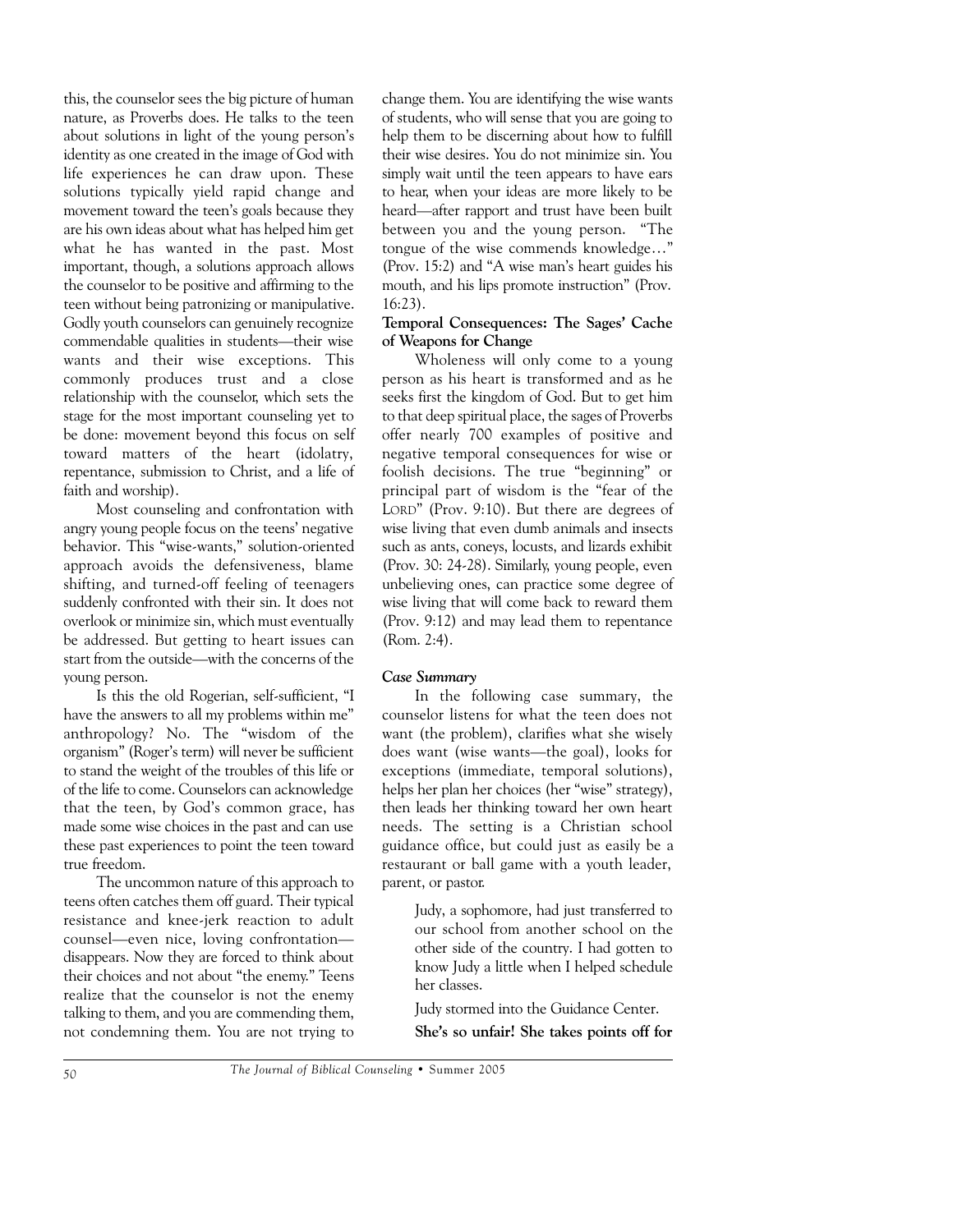this, the counselor sees the big picture of human nature, as Proverbs does. He talks to the teen about solutions in light of the young person's identity as one created in the image of God with life experiences he can draw upon. These solutions typically yield rapid change and movement toward the teen's goals because they are his own ideas about what has helped him get what he has wanted in the past. Most important, though, a solutions approach allows the counselor to be positive and affirming to the teen without being patronizing or manipulative. Godly youth counselors can genuinely recognize commendable qualities in students—their wise wants and their wise exceptions. This commonly produces trust and a close relationship with the counselor, which sets the stage for the most important counseling yet to be done: movement beyond this focus on self toward matters of the heart (idolatry, repentance, submission to Christ, and a life of faith and worship).

Most counseling and confrontation with angry young people focus on the teens' negative behavior. This "wise-wants," solution-oriented approach avoids the defensiveness, blame shifting, and turned-off feeling of teenagers suddenly confronted with their sin. It does not overlook or minimize sin, which must eventually be addressed. But getting to heart issues can start from the outside—with the concerns of the young person.

Is this the old Rogerian, self-sufficient, "I have the answers to all my problems within me" anthropology? No. The "wisdom of the organism" (Roger's term) will never be sufficient to stand the weight of the troubles of this life or of the life to come. Counselors can acknowledge that the teen, by God's common grace, has made some wise choices in the past and can use these past experiences to point the teen toward true freedom.

The uncommon nature of this approach to teens often catches them off guard. Their typical resistance and knee-jerk reaction to adult counsel—even nice, loving confrontation—disappears. Now they are forced to think about their choices and not about "the enemy." Teens realize that the counselor is not the enemy talking to them, and you are commending them, not condemning them. You are not trying to change them. You are identifying the wise wants of students, who will sense that you are going to help them to be discerning about how to fulfill their wise desires. You do not minimize sin. You simply wait until the teen appears to have ears to hear, when your ideas are more likely to be heard—after rapport and trust have been built between you and the young person. "The tongue of the wise commends knowledge…" (Prov. 15:2) and "A wise man's heart guides his mouth, and his lips promote instruction" (Prov. 16:23).

**Temporal Consequences: The Sages' Cache of Weapons for Change**

Wholeness will only come to a young person as his heart is transformed and as he seeks first the kingdom of God. But to get him to that deep spiritual place, the sages of Proverbs offer nearly 700 examples of positive and negative temporal consequences for wise or foolish decisions. The true "beginning" or principal part of wisdom is the "fear of the LORD" (Prov. 9:10). But there are degrees of wise living that even dumb animals and insects such as ants, coneys, locusts, and lizards exhibit (Prov. 30: 24-28). Similarly, young people, even unbelieving ones, can practice some degree of wise living that will come back to reward them (Prov. 9:12) and may lead them to repentance (Rom. 2:4).

***Case Summary***

In the following case summary, the counselor listens for what the teen does not want (the problem), clarifies what she wisely does want (wise wants—the goal), looks for exceptions (immediate, temporal solutions), helps her plan her choices (her "wise" strategy), then leads her thinking toward her own heart needs. The setting is a Christian school guidance office, but could just as easily be a restaurant or ball game with a youth leader, parent, or pastor.

> Judy, a sophomore, had just transferred to our school from another school on the other side of the country. I had gotten to know Judy a little when I helped schedule her classes.
>
> Judy stormed into the Guidance Center.
>
> **She's so unfair! She takes points off for**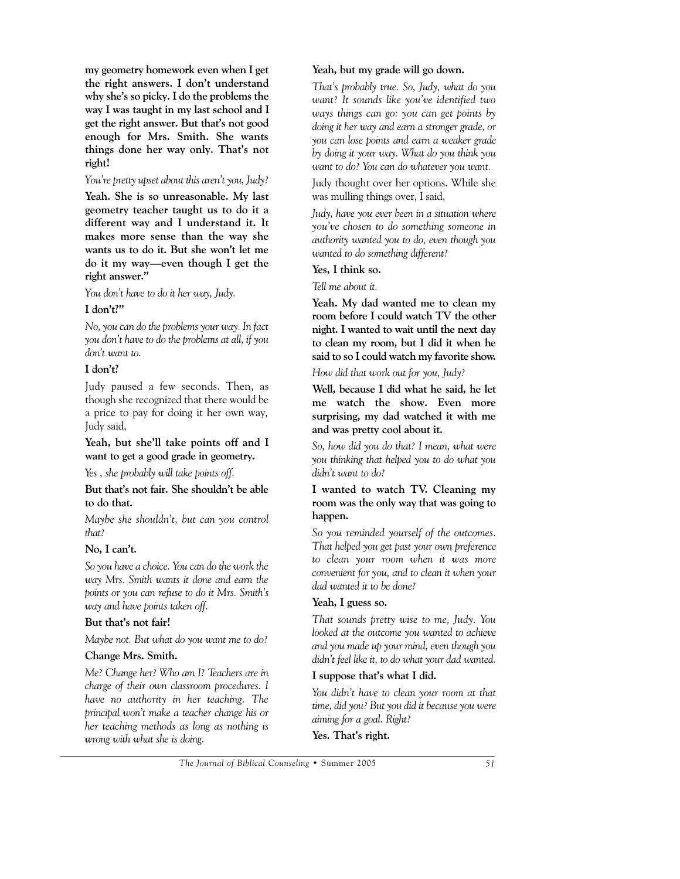**my geometry homework even when I get the right answers. I don't understand why she's so picky. I do the problems the way I was taught in my last school and I get the right answer. But that's not good enough for Mrs. Smith. She wants things done her way only. That's not right!**

*You're pretty upset about this aren't you, Judy?*

**Yeah. She is so unreasonable. My last geometry teacher taught us to do it a different way and I understand it. It makes more sense than the way she wants us to do it. But she won't let me do it my way—even though I get the right answer."**

*You don't have to do it her way, Judy.*

**I don't?"**

*No, you can do the problems your way. In fact you don't have to do the problems at all, if you don't want to.*

**I don't?**

Judy paused a few seconds. Then, as though she recognized that there would be a price to pay for doing it her own way, Judy said,

**Yeah, but she'll take points off and I want to get a good grade in geometry.**

*Yes , she probably will take points off.*

**But that's not fair. She shouldn't be able to do that.**

*Maybe she shouldn't, but can you control that?*

**No, I can't.**

*So you have a choice. You can do the work the way Mrs. Smith wants it done and earn the points or you can refuse to do it Mrs. Smith's way and have points taken off.*

**But that's not fair!**

*Maybe not. But what do you want me to do?*

**Change Mrs. Smith.**

*Me? Change her? Who am I? Teachers are in charge of their own classroom procedures. I have no authority in her teaching. The principal won't make a teacher change his or her teaching methods as long as nothing is wrong with what she is doing.*

**Yeah, but my grade will go down.**

*That's probably true. So, Judy, what do you want? It sounds like you've identified two ways things can go: you can get points by doing it her way and earn a stronger grade, or you can lose points and earn a weaker grade by doing it your way. What do you think you want to do? You can do whatever you want.*

Judy thought over her options. While she was mulling things over, I said,

*Judy, have you ever been in a situation where you've chosen to do something someone in authority wanted you to do, even though you wanted to do something different?*

**Yes, I think so.**

*Tell me about it.*

**Yeah. My dad wanted me to clean my room before I could watch TV the other night. I wanted to wait until the next day to clean my room, but I did it when he said to so I could watch my favorite show.**

*How did that work out for you, Judy?*

**Well, because I did what he said, he let me watch the show. Even more surprising, my dad watched it with me and was pretty cool about it.**

*So, how did you do that? I mean, what were you thinking that helped you to do what you didn't want to do?*

**I wanted to watch TV. Cleaning my room was the only way that was going to happen.**

*So you reminded yourself of the outcomes. That helped you get past your own preference to clean your room when it was more convenient for you, and to clean it when your dad wanted it to be done?*

**Yeah, I guess so.**

*That sounds pretty wise to me, Judy. You looked at the outcome you wanted to achieve and you made up your mind, even though you didn't feel like it, to do what your dad wanted.*

**I suppose that's what I did.**

*You didn't have to clean your room at that time, did you? But you did it because you were aiming for a goal. Right?*

**Yes. That's right.**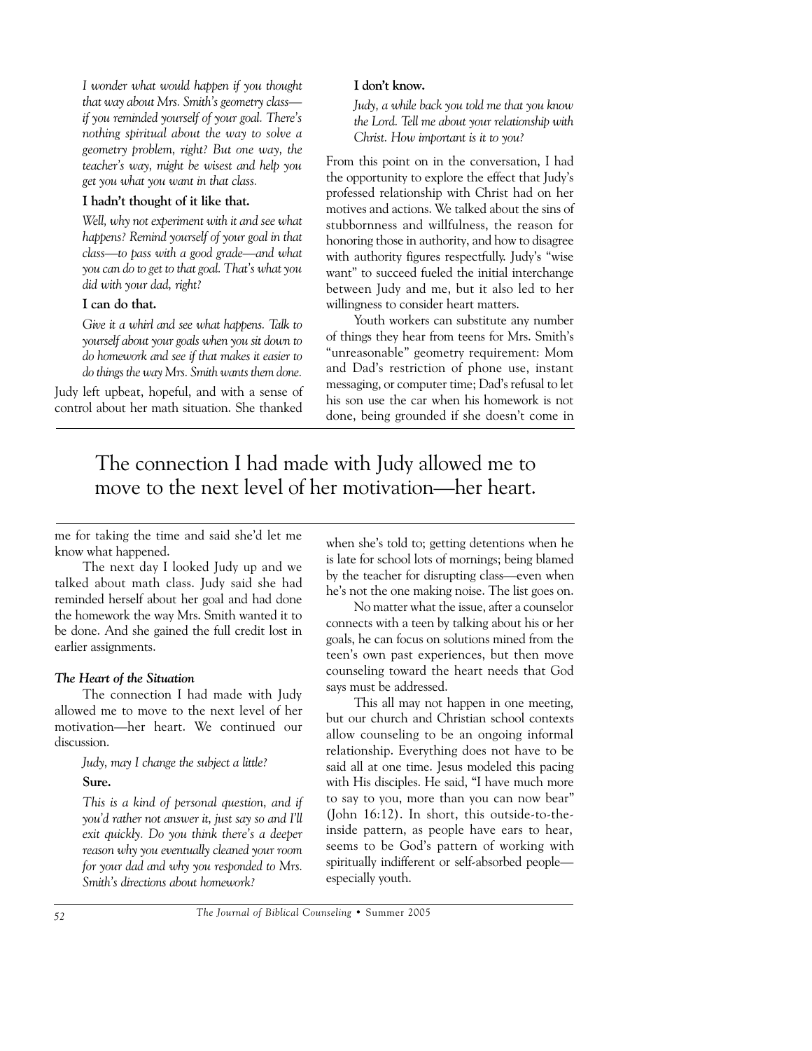*I wonder what would happen if you thought that way about Mrs. Smith's geometry class—if you reminded yourself of your goal. There's nothing spiritual about the way to solve a geometry problem, right? But one way, the teacher's way, might be wisest and help you get you what you want in that class.*

**I hadn't thought of it like that.**

*Well, why not experiment with it and see what happens? Remind yourself of your goal in that class—to pass with a good grade—and what you can do to get to that goal. That's what you did with your dad, right?*

**I can do that.**

*Give it a whirl and see what happens. Talk to yourself about your goals when you sit down to do homework and see if that makes it easier to do things the way Mrs. Smith wants them done.*

Judy left upbeat, hopeful, and with a sense of control about her math situation. She thanked me for taking the time and said she'd let me know what happened.

The next day I looked Judy up and we talked about math class. Judy said she had reminded herself about her goal and had done the homework the way Mrs. Smith wanted it to be done. And she gained the full credit lost in earlier assignments.

### *The Heart of the Situation*

The connection I had made with Judy allowed me to move to the next level of her motivation—her heart. We continued our discussion.

*Judy, may I change the subject a little?*

**Sure.**

*This is a kind of personal question, and if you'd rather not answer it, just say so and I'll exit quickly. Do you think there's a deeper reason why you eventually cleaned your room for your dad and why you responded to Mrs. Smith's directions about homework?*

**I don't know.**

*Judy, a while back you told me that you know the Lord. Tell me about your relationship with Christ. How important is it to you?*

From this point on in the conversation, I had the opportunity to explore the effect that Judy's professed relationship with Christ had on her motives and actions. We talked about the sins of stubbornness and willfulness, the reason for honoring those in authority, and how to disagree with authority figures respectfully. Judy's "wise want" to succeed fueled the initial interchange between Judy and me, but it also led to her willingness to consider heart matters.

> The connection I had made with Judy allowed me to move to the next level of her motivation—her heart.

Youth workers can substitute any number of things they hear from teens for Mrs. Smith's "unreasonable" geometry requirement: Mom and Dad's restriction of phone use, instant messaging, or computer time; Dad's refusal to let his son use the car when his homework is not done, being grounded if she doesn't come in when she's told to; getting detentions when he is late for school lots of mornings; being blamed by the teacher for disrupting class—even when he's not the one making noise. The list goes on.

No matter what the issue, after a counselor connects with a teen by talking about his or her goals, he can focus on solutions mined from the teen's own past experiences, but then move counseling toward the heart needs that God says must be addressed.

This all may not happen in one meeting, but our church and Christian school contexts allow counseling to be an ongoing informal relationship. Everything does not have to be said all at one time. Jesus modeled this pacing with His disciples. He said, "I have much more to say to you, more than you can now bear" (John 16:12). In short, this outside-to-the-inside pattern, as people have ears to hear, seems to be God's pattern of working with spiritually indifferent or self-absorbed people—especially youth.